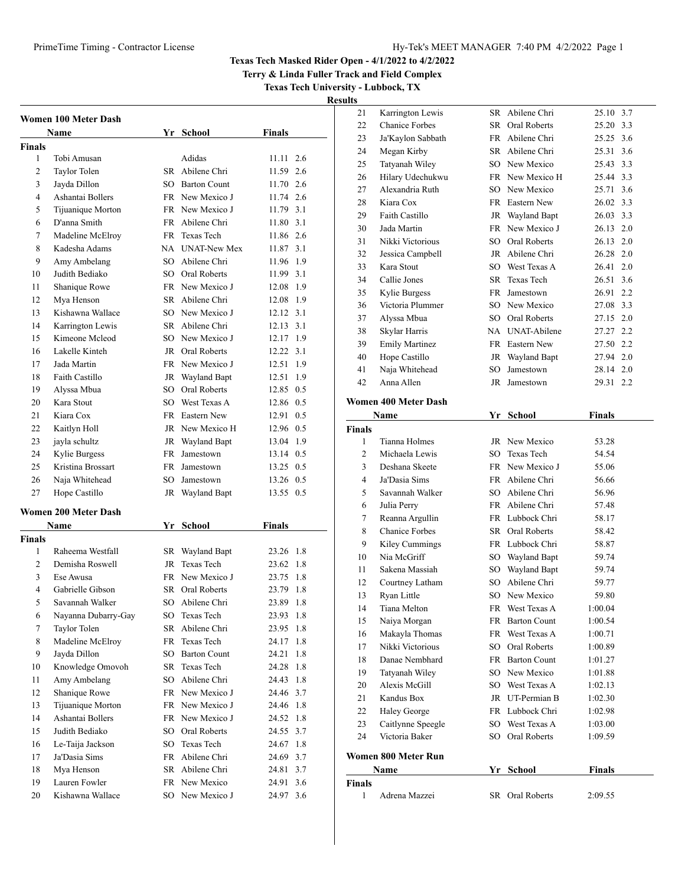# Texas Tech Masked Rider Open - 4/1/2022 to 4/2/2022

**Terry & Linda Fuller Track and Field Complex**

**Texas Tech University - Lubbock, TX**

**Results**

## Women 100 Meter Dash

**Finals**

| | Name | Yr | School | Finals | Wind |
|---|---|---|---|---|---|
| 1 | Tobi Amusan | | Adidas | 11.11 | 2.6 |
| 2 | Taylor Tolen | SR | Abilene Chri | 11.59 | 2.6 |
| 3 | Jayda Dillon | SO | Barton Count | 11.70 | 2.6 |
| 4 | Ashantai Bollers | FR | New Mexico J | 11.74 | 2.6 |
| 5 | Tijuanique Morton | FR | New Mexico J | 11.79 | 3.1 |
| 6 | D'anna Smith | FR | Abilene Chri | 11.80 | 3.1 |
| 7 | Madeline McElroy | FR | Texas Tech | 11.86 | 2.6 |
| 8 | Kadesha Adams | NA | UNAT-New Mex | 11.87 | 3.1 |
| 9 | Amy Ambelang | SO | Abilene Chri | 11.96 | 1.9 |
| 10 | Judith Bediako | SO | Oral Roberts | 11.99 | 3.1 |
| 11 | Shanique Rowe | FR | New Mexico J | 12.08 | 1.9 |
| 12 | Mya Henson | SR | Abilene Chri | 12.08 | 1.9 |
| 13 | Kishawna Wallace | SO | New Mexico J | 12.12 | 3.1 |
| 14 | Karrington Lewis | SR | Abilene Chri | 12.13 | 3.1 |
| 15 | Kimeone Mcleod | SO | New Mexico J | 12.17 | 1.9 |
| 16 | Lakelle Kinteh | JR | Oral Roberts | 12.22 | 3.1 |
| 17 | Jada Martin | FR | New Mexico J | 12.51 | 1.9 |
| 18 | Faith Castillo | JR | Wayland Bapt | 12.51 | 1.9 |
| 19 | Alyssa Mbua | SO | Oral Roberts | 12.85 | 0.5 |
| 20 | Kara Stout | SO | West Texas A | 12.86 | 0.5 |
| 21 | Kiara Cox | FR | Eastern New | 12.91 | 0.5 |
| 22 | Kaitlyn Holl | JR | New Mexico H | 12.96 | 0.5 |
| 23 | jayla schultz | JR | Wayland Bapt | 13.04 | 1.9 |
| 24 | Kylie Burgess | FR | Jamestown | 13.14 | 0.5 |
| 25 | Kristina Brossart | FR | Jamestown | 13.25 | 0.5 |
| 26 | Naja Whitehead | SO | Jamestown | 13.26 | 0.5 |
| 27 | Hope Castillo | JR | Wayland Bapt | 13.55 | 0.5 |

## Women 200 Meter Dash

**Finals**

| | Name | Yr | School | Finals | Wind |
|---|---|---|---|---|---|
| 1 | Raheema Westfall | SR | Wayland Bapt | 23.26 | 1.8 |
| 2 | Demisha Roswell | JR | Texas Tech | 23.62 | 1.8 |
| 3 | Ese Awusa | FR | New Mexico J | 23.75 | 1.8 |
| 4 | Gabrielle Gibson | SR | Oral Roberts | 23.79 | 1.8 |
| 5 | Savannah Walker | SO | Abilene Chri | 23.89 | 1.8 |
| 6 | Nayanna Dubarry-Gay | SO | Texas Tech | 23.93 | 1.8 |
| 7 | Taylor Tolen | SR | Abilene Chri | 23.95 | 1.8 |
| 8 | Madeline McElroy | FR | Texas Tech | 24.17 | 1.8 |
| 9 | Jayda Dillon | SO | Barton Count | 24.21 | 1.8 |
| 10 | Knowledge Omovoh | SR | Texas Tech | 24.28 | 1.8 |
| 11 | Amy Ambelang | SO | Abilene Chri | 24.43 | 1.8 |
| 12 | Shanique Rowe | FR | New Mexico J | 24.46 | 3.7 |
| 13 | Tijuanique Morton | FR | New Mexico J | 24.46 | 1.8 |
| 14 | Ashantai Bollers | FR | New Mexico J | 24.52 | 1.8 |
| 15 | Judith Bediako | SO | Oral Roberts | 24.55 | 3.7 |
| 16 | Le-Taija Jackson | SO | Texas Tech | 24.67 | 1.8 |
| 17 | Ja'Dasia Sims | FR | Abilene Chri | 24.69 | 3.7 |
| 18 | Mya Henson | SR | Abilene Chri | 24.81 | 3.7 |
| 19 | Lauren Fowler | FR | New Mexico | 24.91 | 3.6 |
| 20 | Kishawna Wallace | SO | New Mexico J | 24.97 | 3.6 |
| 21 | Karrington Lewis | SR | Abilene Chri | 25.10 | 3.7 |
| 22 | Chanice Forbes | SR | Oral Roberts | 25.20 | 3.3 |
| 23 | Ja'Kaylon Sabbath | FR | Abilene Chri | 25.25 | 3.6 |
| 24 | Megan Kirby | SR | Abilene Chri | 25.31 | 3.6 |
| 25 | Tatyanah Wiley | SO | New Mexico | 25.43 | 3.3 |
| 26 | Hilary Udechukwu | FR | New Mexico H | 25.44 | 3.3 |
| 27 | Alexandria Ruth | SO | New Mexico | 25.71 | 3.6 |
| 28 | Kiara Cox | FR | Eastern New | 26.02 | 3.3 |
| 29 | Faith Castillo | JR | Wayland Bapt | 26.03 | 3.3 |
| 30 | Jada Martin | FR | New Mexico J | 26.13 | 2.0 |
| 31 | Nikki Victorious | SO | Oral Roberts | 26.13 | 2.0 |
| 32 | Jessica Campbell | JR | Abilene Chri | 26.28 | 2.0 |
| 33 | Kara Stout | SO | West Texas A | 26.41 | 2.0 |
| 34 | Callie Jones | SR | Texas Tech | 26.51 | 3.6 |
| 35 | Kylie Burgess | FR | Jamestown | 26.91 | 2.2 |
| 36 | Victoria Plummer | SO | New Mexico | 27.08 | 3.3 |
| 37 | Alyssa Mbua | SO | Oral Roberts | 27.15 | 2.0 |
| 38 | Skylar Harris | NA | UNAT-Abilene | 27.27 | 2.2 |
| 39 | Emily Martinez | FR | Eastern New | 27.50 | 2.2 |
| 40 | Hope Castillo | JR | Wayland Bapt | 27.94 | 2.0 |
| 41 | Naja Whitehead | SO | Jamestown | 28.14 | 2.0 |
| 42 | Anna Allen | JR | Jamestown | 29.31 | 2.2 |

## Women 400 Meter Dash

**Finals**

| | Name | Yr | School | Finals |
|---|---|---|---|---|
| 1 | Tianna Holmes | JR | New Mexico | 53.28 |
| 2 | Michaela Lewis | SO | Texas Tech | 54.54 |
| 3 | Deshana Skeete | FR | New Mexico J | 55.06 |
| 4 | Ja'Dasia Sims | FR | Abilene Chri | 56.66 |
| 5 | Savannah Walker | SO | Abilene Chri | 56.96 |
| 6 | Julia Perry | FR | Abilene Chri | 57.48 |
| 7 | Reanna Argullin | FR | Lubbock Chri | 58.17 |
| 8 | Chanice Forbes | SR | Oral Roberts | 58.42 |
| 9 | Kiley Cummings | FR | Lubbock Chri | 58.87 |
| 10 | Nia McGriff | SO | Wayland Bapt | 59.74 |
| 11 | Sakena Massiah | SO | Wayland Bapt | 59.74 |
| 12 | Courtney Latham | SO | Abilene Chri | 59.77 |
| 13 | Ryan Little | SO | New Mexico | 59.80 |
| 14 | Tiana Melton | FR | West Texas A | 1:00.04 |
| 15 | Naiya Morgan | FR | Barton Count | 1:00.54 |
| 16 | Makayla Thomas | FR | West Texas A | 1:00.71 |
| 17 | Nikki Victorious | SO | Oral Roberts | 1:00.89 |
| 18 | Danae Nembhard | FR | Barton Count | 1:01.27 |
| 19 | Tatyanah Wiley | SO | New Mexico | 1:01.88 |
| 20 | Alexis McGill | SO | West Texas A | 1:02.13 |
| 21 | Kandus Box | JR | UT-Permian B | 1:02.30 |
| 22 | Haley George | FR | Lubbock Chri | 1:02.98 |
| 23 | Caitlynne Speegle | SO | West Texas A | 1:03.00 |
| 24 | Victoria Baker | SO | Oral Roberts | 1:09.59 |

## Women 800 Meter Run

**Finals**

| | Name | Yr | School | Finals |
|---|---|---|---|---|
| 1 | Adrena Mazzei | SR | Oral Roberts | 2:09.55 |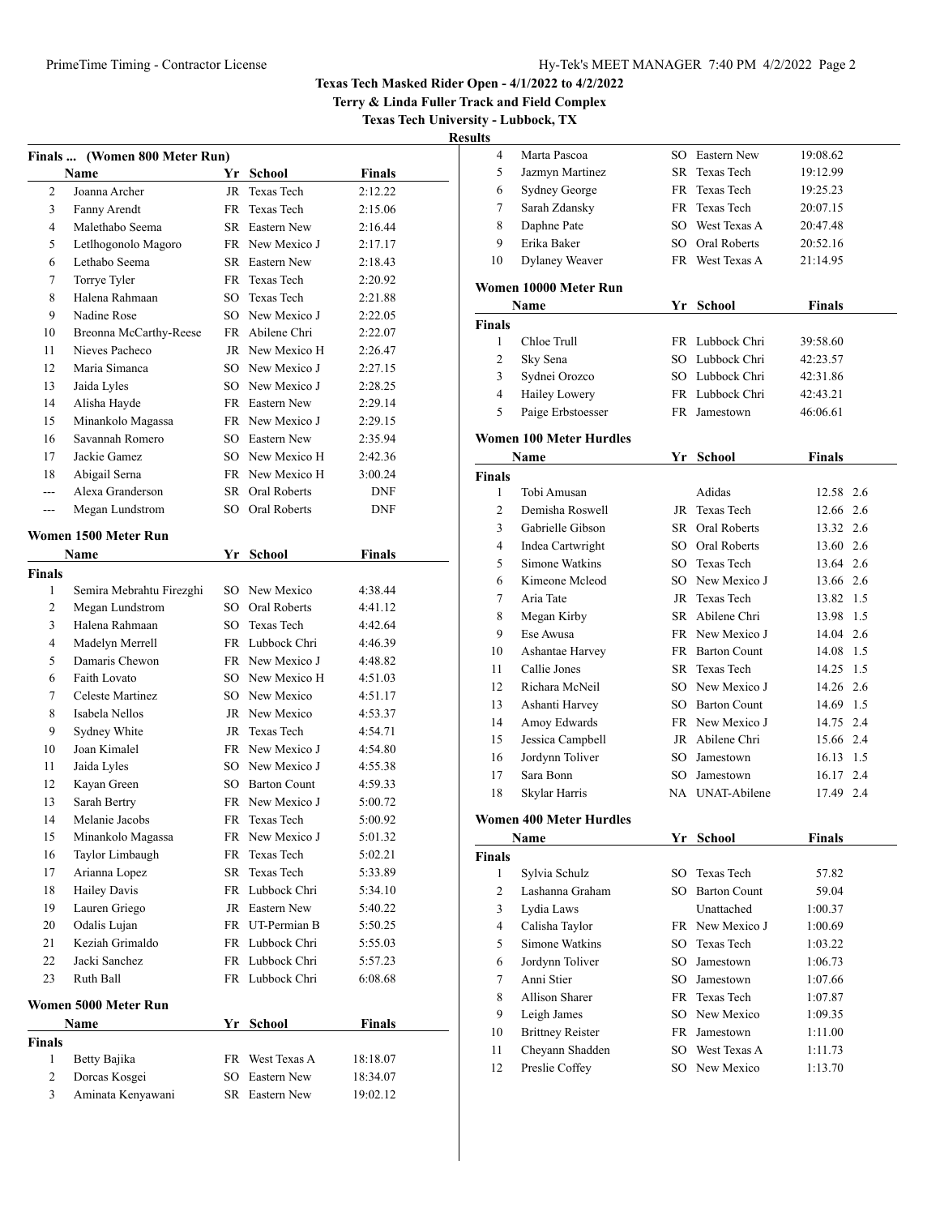# Texas Tech Masked Rider Open - 4/1/2022 to 4/2/2022

**Terry & Linda Fuller Track and Field Complex**

**Texas Tech University - Lubbock, TX**

**Results**

## Finals ... (Women 800 Meter Run)

| | Name | Yr | School | Finals |
|---|---|---|---|---|
| 2 | Joanna Archer | JR | Texas Tech | 2:12.22 |
| 3 | Fanny Arendt | FR | Texas Tech | 2:15.06 |
| 4 | Malethabo Seema | SR | Eastern New | 2:16.44 |
| 5 | Letlhogonolo Magoro | FR | New Mexico J | 2:17.17 |
| 6 | Lethabo Seema | SR | Eastern New | 2:18.43 |
| 7 | Torrye Tyler | FR | Texas Tech | 2:20.92 |
| 8 | Halena Rahmaan | SO | Texas Tech | 2:21.88 |
| 9 | Nadine Rose | SO | New Mexico J | 2:22.05 |
| 10 | Breonna McCarthy-Reese | FR | Abilene Chri | 2:22.07 |
| 11 | Nieves Pacheco | JR | New Mexico H | 2:26.47 |
| 12 | Maria Simanca | SO | New Mexico J | 2:27.15 |
| 13 | Jaida Lyles | SO | New Mexico J | 2:28.25 |
| 14 | Alisha Hayde | FR | Eastern New | 2:29.14 |
| 15 | Minankolo Magassa | FR | New Mexico J | 2:29.15 |
| 16 | Savannah Romero | SO | Eastern New | 2:35.94 |
| 17 | Jackie Gamez | SO | New Mexico H | 2:42.36 |
| 18 | Abigail Serna | FR | New Mexico H | 3:00.24 |
| --- | Alexa Granderson | SR | Oral Roberts | DNF |
| --- | Megan Lundstrom | SO | Oral Roberts | DNF |

## Women 1500 Meter Run

| | Name | Yr | School | Finals |
|---|---|---|---|---|
| **Finals** | | | | |
| 1 | Semira Mebrahtu Firezghi | SO | New Mexico | 4:38.44 |
| 2 | Megan Lundstrom | SO | Oral Roberts | 4:41.12 |
| 3 | Halena Rahmaan | SO | Texas Tech | 4:42.64 |
| 4 | Madelyn Merrell | FR | Lubbock Chri | 4:46.39 |
| 5 | Damaris Chewon | FR | New Mexico J | 4:48.82 |
| 6 | Faith Lovato | SO | New Mexico H | 4:51.03 |
| 7 | Celeste Martinez | SO | New Mexico | 4:51.17 |
| 8 | Isabela Nellos | JR | New Mexico | 4:53.37 |
| 9 | Sydney White | JR | Texas Tech | 4:54.71 |
| 10 | Joan Kimalel | FR | New Mexico J | 4:54.80 |
| 11 | Jaida Lyles | SO | New Mexico J | 4:55.38 |
| 12 | Kayan Green | SO | Barton Count | 4:59.33 |
| 13 | Sarah Bertry | FR | New Mexico J | 5:00.72 |
| 14 | Melanie Jacobs | FR | Texas Tech | 5:00.92 |
| 15 | Minankolo Magassa | FR | New Mexico J | 5:01.32 |
| 16 | Taylor Limbaugh | FR | Texas Tech | 5:02.21 |
| 17 | Arianna Lopez | SR | Texas Tech | 5:33.89 |
| 18 | Hailey Davis | FR | Lubbock Chri | 5:34.10 |
| 19 | Lauren Griego | JR | Eastern New | 5:40.22 |
| 20 | Odalis Lujan | FR | UT-Permian B | 5:50.25 |
| 21 | Keziah Grimaldo | FR | Lubbock Chri | 5:55.03 |
| 22 | Jacki Sanchez | FR | Lubbock Chri | 5:57.23 |
| 23 | Ruth Ball | FR | Lubbock Chri | 6:08.68 |

## Women 5000 Meter Run

| | Name | Yr | School | Finals |
|---|---|---|---|---|
| **Finals** | | | | |
| 1 | Betty Bajika | FR | West Texas A | 18:18.07 |
| 2 | Dorcas Kosgei | SO | Eastern New | 18:34.07 |
| 3 | Aminata Kenyawani | SR | Eastern New | 19:02.12 |
| 4 | Marta Pascoa | SO | Eastern New | 19:08.62 |
| 5 | Jazmyn Martinez | SR | Texas Tech | 19:12.99 |
| 6 | Sydney George | FR | Texas Tech | 19:25.23 |
| 7 | Sarah Zdansky | FR | Texas Tech | 20:07.15 |
| 8 | Daphne Pate | SO | West Texas A | 20:47.48 |
| 9 | Erika Baker | SO | Oral Roberts | 20:52.16 |
| 10 | Dylaney Weaver | FR | West Texas A | 21:14.95 |

## Women 10000 Meter Run

| | Name | Yr | School | Finals |
|---|---|---|---|---|
| **Finals** | | | | |
| 1 | Chloe Trull | FR | Lubbock Chri | 39:58.60 |
| 2 | Sky Sena | SO | Lubbock Chri | 42:23.57 |
| 3 | Sydnei Orozco | SO | Lubbock Chri | 42:31.86 |
| 4 | Hailey Lowery | FR | Lubbock Chri | 42:43.21 |
| 5 | Paige Erbstoesser | FR | Jamestown | 46:06.61 |

## Women 100 Meter Hurdles

| | Name | Yr | School | Finals | |
|---|---|---|---|---|---|
| **Finals** | | | | | |
| 1 | Tobi Amusan | | Adidas | 12.58 | 2.6 |
| 2 | Demisha Roswell | JR | Texas Tech | 12.66 | 2.6 |
| 3 | Gabrielle Gibson | SR | Oral Roberts | 13.32 | 2.6 |
| 4 | Indea Cartwright | SO | Oral Roberts | 13.60 | 2.6 |
| 5 | Simone Watkins | SO | Texas Tech | 13.64 | 2.6 |
| 6 | Kimeone Mcleod | SO | New Mexico J | 13.66 | 2.6 |
| 7 | Aria Tate | JR | Texas Tech | 13.82 | 1.5 |
| 8 | Megan Kirby | SR | Abilene Chri | 13.98 | 1.5 |
| 9 | Ese Awusa | FR | New Mexico J | 14.04 | 2.6 |
| 10 | Ashantae Harvey | FR | Barton Count | 14.08 | 1.5 |
| 11 | Callie Jones | SR | Texas Tech | 14.25 | 1.5 |
| 12 | Richara McNeil | SO | New Mexico J | 14.26 | 2.6 |
| 13 | Ashanti Harvey | SO | Barton Count | 14.69 | 1.5 |
| 14 | Amoy Edwards | FR | New Mexico J | 14.75 | 2.4 |
| 15 | Jessica Campbell | JR | Abilene Chri | 15.66 | 2.4 |
| 16 | Jordynn Toliver | SO | Jamestown | 16.13 | 1.5 |
| 17 | Sara Bonn | SO | Jamestown | 16.17 | 2.4 |
| 18 | Skylar Harris | NA | UNAT-Abilene | 17.49 | 2.4 |

## Women 400 Meter Hurdles

| | Name | Yr | School | Finals |
|---|---|---|---|---|
| **Finals** | | | | |
| 1 | Sylvia Schulz | SO | Texas Tech | 57.82 |
| 2 | Lashanna Graham | SO | Barton Count | 59.04 |
| 3 | Lydia Laws | | Unattached | 1:00.37 |
| 4 | Calisha Taylor | FR | New Mexico J | 1:00.69 |
| 5 | Simone Watkins | SO | Texas Tech | 1:03.22 |
| 6 | Jordynn Toliver | SO | Jamestown | 1:06.73 |
| 7 | Anni Stier | SO | Jamestown | 1:07.66 |
| 8 | Allison Sharer | FR | Texas Tech | 1:07.87 |
| 9 | Leigh James | SO | New Mexico | 1:09.35 |
| 10 | Brittney Reister | FR | Jamestown | 1:11.00 |
| 11 | Cheyann Shadden | SO | West Texas A | 1:11.73 |
| 12 | Preslie Coffey | SO | New Mexico | 1:13.70 |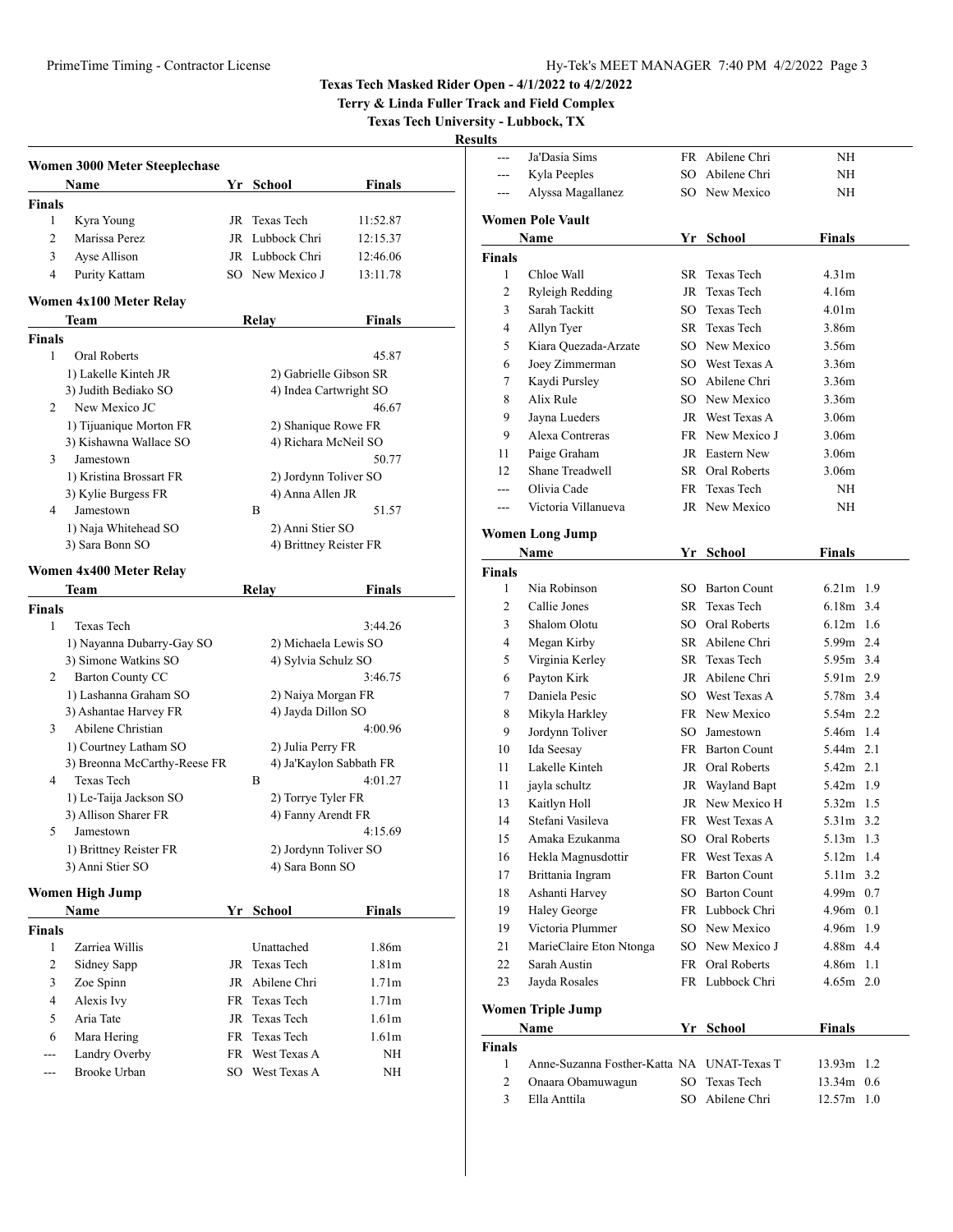# Texas Tech Masked Rider Open - 4/1/2022 to 4/2/2022

**Terry & Linda Fuller Track and Field Complex**

**Texas Tech University - Lubbock, TX**

**Results**

## Women 3000 Meter Steeplechase

| | Name | Yr | School | Finals |
|---|---|---|---|---|
| **Finals** | | | | |
| 1 | Kyra Young | JR | Texas Tech | 11:52.87 |
| 2 | Marissa Perez | JR | Lubbock Chri | 12:15.37 |
| 3 | Ayse Allison | JR | Lubbock Chri | 12:46.06 |
| 4 | Purity Kattam | SO | New Mexico J | 13:11.78 |

## Women 4x100 Meter Relay

| | Team | Relay | Finals |
|---|---|---|---|
| **Finals** | | | |
| 1 | Oral Roberts | | 45.87 |
| | 1) Lakelle Kinteh JR | 2) Gabrielle Gibson SR | |
| | 3) Judith Bediako SO | 4) Indea Cartwright SO | |
| 2 | New Mexico JC | | 46.67 |
| | 1) Tijuanique Morton FR | 2) Shanique Rowe FR | |
| | 3) Kishawna Wallace SO | 4) Richara McNeil SO | |
| 3 | Jamestown | | 50.77 |
| | 1) Kristina Brossart FR | 2) Jordynn Toliver SO | |
| | 3) Kylie Burgess FR | 4) Anna Allen JR | |
| 4 | Jamestown | B | 51.57 |
| | 1) Naja Whitehead SO | 2) Anni Stier SO | |
| | 3) Sara Bonn SO | 4) Brittney Reister FR | |

## Women 4x400 Meter Relay

| | Team | Relay | Finals |
|---|---|---|---|
| **Finals** | | | |
| 1 | Texas Tech | | 3:44.26 |
| | 1) Nayanna Dubarry-Gay SO | 2) Michaela Lewis SO | |
| | 3) Simone Watkins SO | 4) Sylvia Schulz SO | |
| 2 | Barton County CC | | 3:46.75 |
| | 1) Lashanna Graham SO | 2) Naiya Morgan FR | |
| | 3) Ashantae Harvey FR | 4) Jayda Dillon SO | |
| 3 | Abilene Christian | | 4:00.96 |
| | 1) Courtney Latham SO | 2) Julia Perry FR | |
| | 3) Breonna McCarthy-Reese FR | 4) Ja'Kaylon Sabbath FR | |
| 4 | Texas Tech | B | 4:01.27 |
| | 1) Le-Taija Jackson SO | 2) Torrye Tyler FR | |
| | 3) Allison Sharer FR | 4) Fanny Arendt FR | |
| 5 | Jamestown | | 4:15.69 |
| | 1) Brittney Reister FR | 2) Jordynn Toliver SO | |
| | 3) Anni Stier SO | 4) Sara Bonn SO | |

## Women High Jump

| | Name | Yr | School | Finals |
|---|---|---|---|---|
| **Finals** | | | | |
| 1 | Zarriea Willis | | Unattached | 1.86m |
| 2 | Sidney Sapp | JR | Texas Tech | 1.81m |
| 3 | Zoe Spinn | JR | Abilene Chri | 1.71m |
| 4 | Alexis Ivy | FR | Texas Tech | 1.71m |
| 5 | Aria Tate | JR | Texas Tech | 1.61m |
| 6 | Mara Hering | FR | Texas Tech | 1.61m |
| --- | Landry Overby | FR | West Texas A | NH |
| --- | Brooke Urban | SO | West Texas A | NH |
| --- | Ja'Dasia Sims | FR | Abilene Chri | NH |
| --- | Kyla Peeples | SO | Abilene Chri | NH |
| --- | Alyssa Magallanez | SO | New Mexico | NH |

## Women Pole Vault

| | Name | Yr | School | Finals |
|---|---|---|---|---|
| **Finals** | | | | |
| 1 | Chloe Wall | SR | Texas Tech | 4.31m |
| 2 | Ryleigh Redding | JR | Texas Tech | 4.16m |
| 3 | Sarah Tackitt | SO | Texas Tech | 4.01m |
| 4 | Allyn Tyer | SR | Texas Tech | 3.86m |
| 5 | Kiara Quezada-Arzate | SO | New Mexico | 3.56m |
| 6 | Joey Zimmerman | SO | West Texas A | 3.36m |
| 7 | Kaydi Pursley | SO | Abilene Chri | 3.36m |
| 8 | Alix Rule | SO | New Mexico | 3.36m |
| 9 | Jayna Lueders | JR | West Texas A | 3.06m |
| 9 | Alexa Contreras | FR | New Mexico J | 3.06m |
| 11 | Paige Graham | JR | Eastern New | 3.06m |
| 12 | Shane Treadwell | SR | Oral Roberts | 3.06m |
| --- | Olivia Cade | FR | Texas Tech | NH |
| --- | Victoria Villanueva | JR | New Mexico | NH |

## Women Long Jump

| | Name | Yr | School | Finals | Wind |
|---|---|---|---|---|---|
| **Finals** | | | | | |
| 1 | Nia Robinson | SO | Barton Count | 6.21m | 1.9 |
| 2 | Callie Jones | SR | Texas Tech | 6.18m | 3.4 |
| 3 | Shalom Olotu | SO | Oral Roberts | 6.12m | 1.6 |
| 4 | Megan Kirby | SR | Abilene Chri | 5.99m | 2.4 |
| 5 | Virginia Kerley | SR | Texas Tech | 5.95m | 3.4 |
| 6 | Payton Kirk | JR | Abilene Chri | 5.91m | 2.9 |
| 7 | Daniela Pesic | SO | West Texas A | 5.78m | 3.4 |
| 8 | Mikyla Harkley | FR | New Mexico | 5.54m | 2.2 |
| 9 | Jordynn Toliver | SO | Jamestown | 5.46m | 1.4 |
| 10 | Ida Seesay | FR | Barton Count | 5.44m | 2.1 |
| 11 | Lakelle Kinteh | JR | Oral Roberts | 5.42m | 2.1 |
| 11 | jayla schultz | JR | Wayland Bapt | 5.42m | 1.9 |
| 13 | Kaitlyn Holl | JR | New Mexico H | 5.32m | 1.5 |
| 14 | Stefani Vasileva | FR | West Texas A | 5.31m | 3.2 |
| 15 | Amaka Ezukanma | SO | Oral Roberts | 5.13m | 1.3 |
| 16 | Hekla Magnusdottir | FR | West Texas A | 5.12m | 1.4 |
| 17 | Brittania Ingram | FR | Barton Count | 5.11m | 3.2 |
| 18 | Ashanti Harvey | SO | Barton Count | 4.99m | 0.7 |
| 19 | Haley George | FR | Lubbock Chri | 4.96m | 0.1 |
| 19 | Victoria Plummer | SO | New Mexico | 4.96m | 1.9 |
| 21 | MarieClaire Eton Ntonga | SO | New Mexico J | 4.88m | 4.4 |
| 22 | Sarah Austin | FR | Oral Roberts | 4.86m | 1.1 |
| 23 | Jayda Rosales | FR | Lubbock Chri | 4.65m | 2.0 |

## Women Triple Jump

| | Name | Yr | School | Finals | Wind |
|---|---|---|---|---|---|
| **Finals** | | | | | |
| 1 | Anne-Suzanna Fosther-Katta | NA | UNAT-Texas T | 13.93m | 1.2 |
| 2 | Onaara Obamuwagun | SO | Texas Tech | 13.34m | 0.6 |
| 3 | Ella Anttila | SO | Abilene Chri | 12.57m | 1.0 |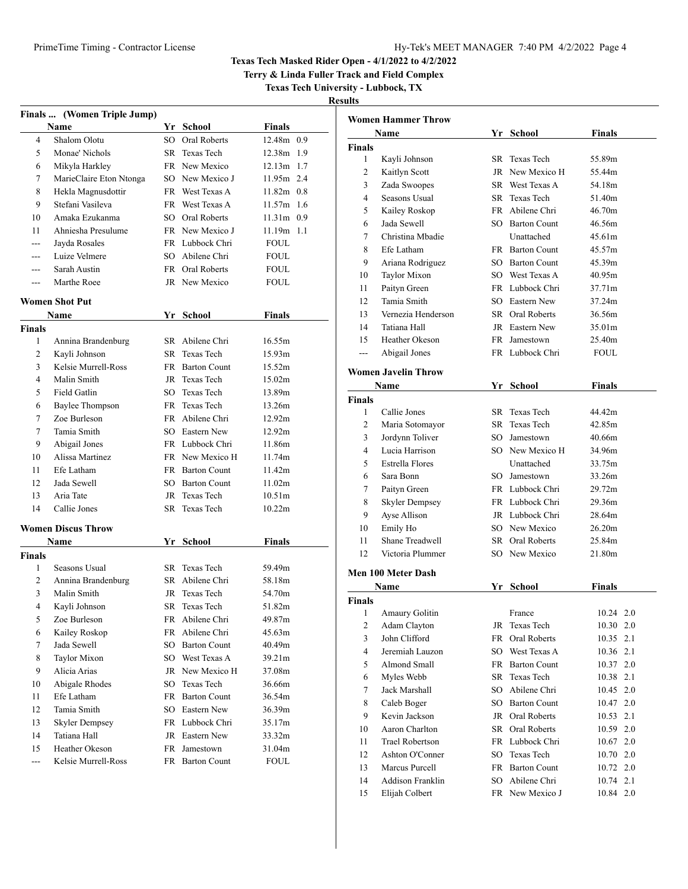# Texas Tech Masked Rider Open - 4/1/2022 to 4/2/2022

**Terry & Linda Fuller Track and Field Complex**

**Texas Tech University - Lubbock, TX**

**Results**

### Finals ... (Women Triple Jump)

| | Name | Yr | School | Finals | |
|---|---|---|---|---|---|
| 4 | Shalom Olotu | SO | Oral Roberts | 12.48m | 0.9 |
| 5 | Monae' Nichols | SR | Texas Tech | 12.38m | 1.9 |
| 6 | Mikyla Harkley | FR | New Mexico | 12.13m | 1.7 |
| 7 | MarieClaire Eton Ntonga | SO | New Mexico J | 11.95m | 2.4 |
| 8 | Hekla Magnusdottir | FR | West Texas A | 11.82m | 0.8 |
| 9 | Stefani Vasileva | FR | West Texas A | 11.57m | 1.6 |
| 10 | Amaka Ezukanma | SO | Oral Roberts | 11.31m | 0.9 |
| 11 | Ahniesha Presulume | FR | New Mexico J | 11.19m | 1.1 |
| --- | Jayda Rosales | FR | Lubbock Chri | FOUL | |
| --- | Luize Velmere | SO | Abilene Chri | FOUL | |
| --- | Sarah Austin | FR | Oral Roberts | FOUL | |
| --- | Marthe Roee | JR | New Mexico | FOUL | |

### Women Shot Put

| | Name | Yr | School | Finals |
|---|---|---|---|---|
| **Finals** | | | | |
| 1 | Annina Brandenburg | SR | Abilene Chri | 16.55m |
| 2 | Kayli Johnson | SR | Texas Tech | 15.93m |
| 3 | Kelsie Murrell-Ross | FR | Barton Count | 15.52m |
| 4 | Malin Smith | JR | Texas Tech | 15.02m |
| 5 | Field Gatlin | SO | Texas Tech | 13.89m |
| 6 | Baylee Thompson | FR | Texas Tech | 13.26m |
| 7 | Zoe Burleson | FR | Abilene Chri | 12.92m |
| 7 | Tamia Smith | SO | Eastern New | 12.92m |
| 9 | Abigail Jones | FR | Lubbock Chri | 11.86m |
| 10 | Alissa Martinez | FR | New Mexico H | 11.74m |
| 11 | Efe Latham | FR | Barton Count | 11.42m |
| 12 | Jada Sewell | SO | Barton Count | 11.02m |
| 13 | Aria Tate | JR | Texas Tech | 10.51m |
| 14 | Callie Jones | SR | Texas Tech | 10.22m |

### Women Discus Throw

| | Name | Yr | School | Finals |
|---|---|---|---|---|
| **Finals** | | | | |
| 1 | Seasons Usual | SR | Texas Tech | 59.49m |
| 2 | Annina Brandenburg | SR | Abilene Chri | 58.18m |
| 3 | Malin Smith | JR | Texas Tech | 54.70m |
| 4 | Kayli Johnson | SR | Texas Tech | 51.82m |
| 5 | Zoe Burleson | FR | Abilene Chri | 49.87m |
| 6 | Kailey Roskop | FR | Abilene Chri | 45.63m |
| 7 | Jada Sewell | SO | Barton Count | 40.49m |
| 8 | Taylor Mixon | SO | West Texas A | 39.21m |
| 9 | Alicia Arias | JR | New Mexico H | 37.08m |
| 10 | Abigale Rhodes | SO | Texas Tech | 36.66m |
| 11 | Efe Latham | FR | Barton Count | 36.54m |
| 12 | Tamia Smith | SO | Eastern New | 36.39m |
| 13 | Skyler Dempsey | FR | Lubbock Chri | 35.17m |
| 14 | Tatiana Hall | JR | Eastern New | 33.32m |
| 15 | Heather Okeson | FR | Jamestown | 31.04m |
| --- | Kelsie Murrell-Ross | FR | Barton Count | FOUL |

### Women Hammer Throw

| | Name | Yr | School | Finals |
|---|---|---|---|---|
| **Finals** | | | | |
| 1 | Kayli Johnson | SR | Texas Tech | 55.89m |
| 2 | Kaitlyn Scott | JR | New Mexico H | 55.44m |
| 3 | Zada Swoopes | SR | West Texas A | 54.18m |
| 4 | Seasons Usual | SR | Texas Tech | 51.40m |
| 5 | Kailey Roskop | FR | Abilene Chri | 46.70m |
| 6 | Jada Sewell | SO | Barton Count | 46.56m |
| 7 | Christina Mbadie | | Unattached | 45.61m |
| 8 | Efe Latham | FR | Barton Count | 45.57m |
| 9 | Ariana Rodriguez | SO | Barton Count | 45.39m |
| 10 | Taylor Mixon | SO | West Texas A | 40.95m |
| 11 | Paityn Green | FR | Lubbock Chri | 37.71m |
| 12 | Tamia Smith | SO | Eastern New | 37.24m |
| 13 | Vernezia Henderson | SR | Oral Roberts | 36.56m |
| 14 | Tatiana Hall | JR | Eastern New | 35.01m |
| 15 | Heather Okeson | FR | Jamestown | 25.40m |
| --- | Abigail Jones | FR | Lubbock Chri | FOUL |

### Women Javelin Throw

| | Name | Yr | School | Finals |
|---|---|---|---|---|
| **Finals** | | | | |
| 1 | Callie Jones | SR | Texas Tech | 44.42m |
| 2 | Maria Sotomayor | SR | Texas Tech | 42.85m |
| 3 | Jordynn Toliver | SO | Jamestown | 40.66m |
| 4 | Lucia Harrison | SO | New Mexico H | 34.96m |
| 5 | Estrella Flores | | Unattached | 33.75m |
| 6 | Sara Bonn | SO | Jamestown | 33.26m |
| 7 | Paityn Green | FR | Lubbock Chri | 29.72m |
| 8 | Skyler Dempsey | FR | Lubbock Chri | 29.36m |
| 9 | Ayse Allison | JR | Lubbock Chri | 28.64m |
| 10 | Emily Ho | SO | New Mexico | 26.20m |
| 11 | Shane Treadwell | SR | Oral Roberts | 25.84m |
| 12 | Victoria Plummer | SO | New Mexico | 21.80m |

### Men 100 Meter Dash

| | Name | Yr | School | Finals | |
|---|---|---|---|---|---|
| **Finals** | | | | | |
| 1 | Amaury Golitin | | France | 10.24 | 2.0 |
| 2 | Adam Clayton | JR | Texas Tech | 10.30 | 2.0 |
| 3 | John Clifford | FR | Oral Roberts | 10.35 | 2.1 |
| 4 | Jeremiah Lauzon | SO | West Texas A | 10.36 | 2.1 |
| 5 | Almond Small | FR | Barton Count | 10.37 | 2.0 |
| 6 | Myles Webb | SR | Texas Tech | 10.38 | 2.1 |
| 7 | Jack Marshall | SO | Abilene Chri | 10.45 | 2.0 |
| 8 | Caleb Boger | SO | Barton Count | 10.47 | 2.0 |
| 9 | Kevin Jackson | JR | Oral Roberts | 10.53 | 2.1 |
| 10 | Aaron Charlton | SR | Oral Roberts | 10.59 | 2.0 |
| 11 | Trael Robertson | FR | Lubbock Chri | 10.67 | 2.0 |
| 12 | Ashton O'Conner | SO | Texas Tech | 10.70 | 2.0 |
| 13 | Marcus Purcell | FR | Barton Count | 10.72 | 2.0 |
| 14 | Addison Franklin | SO | Abilene Chri | 10.74 | 2.1 |
| 15 | Elijah Colbert | FR | New Mexico J | 10.84 | 2.0 |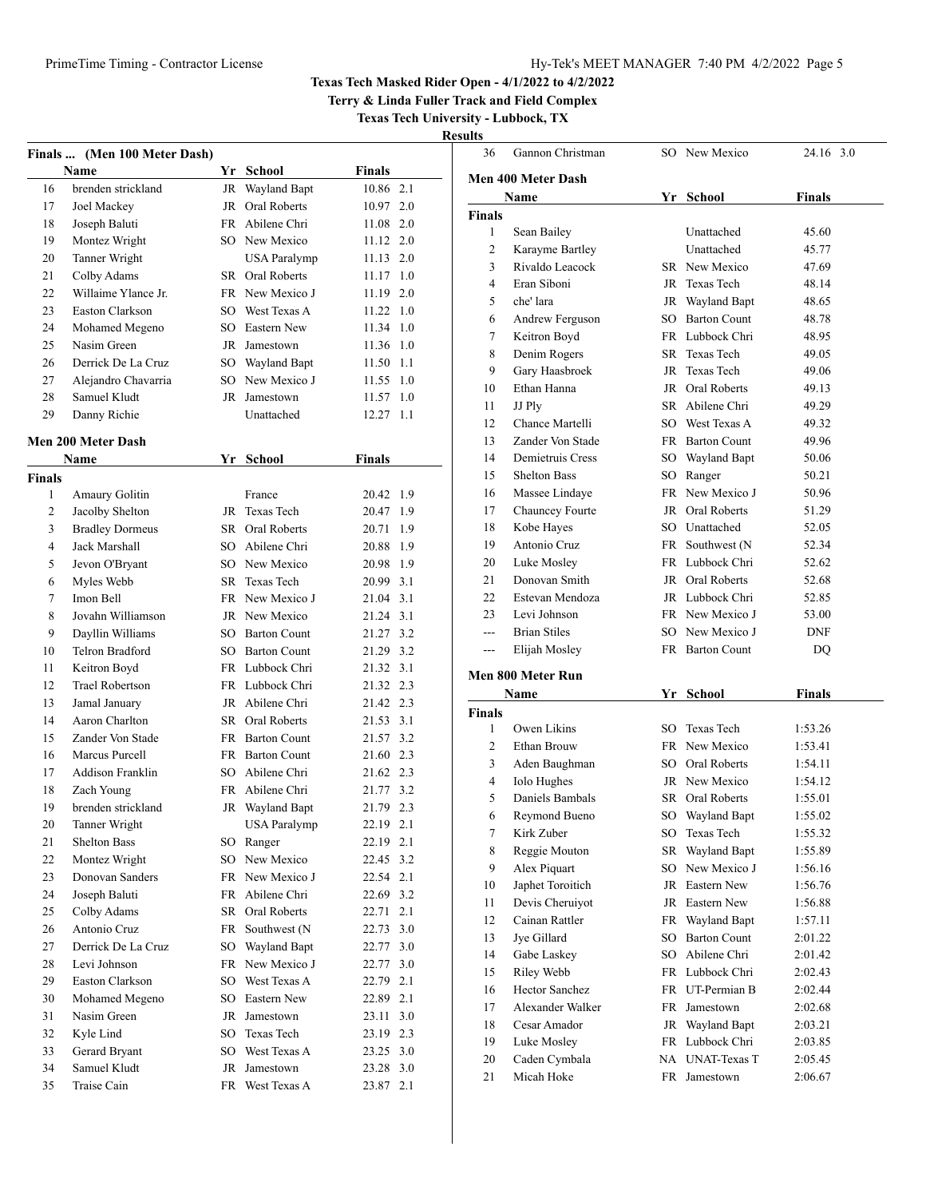# Texas Tech Masked Rider Open - 4/1/2022 to 4/2/2022

**Terry & Linda Fuller Track and Field Complex**

**Texas Tech University - Lubbock, TX**

**Results**

### Finals ... (Men 100 Meter Dash)

| | Name | Yr | School | Finals | Wind |
|---|---|---|---|---|---|
| 16 | brenden strickland | JR | Wayland Bapt | 10.86 | 2.1 |
| 17 | Joel Mackey | JR | Oral Roberts | 10.97 | 2.0 |
| 18 | Joseph Baluti | FR | Abilene Chri | 11.08 | 2.0 |
| 19 | Montez Wright | SO | New Mexico | 11.12 | 2.0 |
| 20 | Tanner Wright | | USA Paralymp | 11.13 | 2.0 |
| 21 | Colby Adams | SR | Oral Roberts | 11.17 | 1.0 |
| 22 | Willaime Ylance Jr. | FR | New Mexico J | 11.19 | 2.0 |
| 23 | Easton Clarkson | SO | West Texas A | 11.22 | 1.0 |
| 24 | Mohamed Megeno | SO | Eastern New | 11.34 | 1.0 |
| 25 | Nasim Green | JR | Jamestown | 11.36 | 1.0 |
| 26 | Derrick De La Cruz | SO | Wayland Bapt | 11.50 | 1.1 |
| 27 | Alejandro Chavarria | SO | New Mexico J | 11.55 | 1.0 |
| 28 | Samuel Kludt | JR | Jamestown | 11.57 | 1.0 |
| 29 | Danny Richie | | Unattached | 12.27 | 1.1 |

### Men 200 Meter Dash

**Finals**

| | Name | Yr | School | Finals | Wind |
|---|---|---|---|---|---|
| 1 | Amaury Golitin | | France | 20.42 | 1.9 |
| 2 | Jacolby Shelton | JR | Texas Tech | 20.47 | 1.9 |
| 3 | Bradley Dormeus | SR | Oral Roberts | 20.71 | 1.9 |
| 4 | Jack Marshall | SO | Abilene Chri | 20.88 | 1.9 |
| 5 | Jevon O'Bryant | SO | New Mexico | 20.98 | 1.9 |
| 6 | Myles Webb | SR | Texas Tech | 20.99 | 3.1 |
| 7 | Imon Bell | FR | New Mexico J | 21.04 | 3.1 |
| 8 | Jovahn Williamson | JR | New Mexico | 21.24 | 3.1 |
| 9 | Dayllin Williams | SO | Barton Count | 21.27 | 3.2 |
| 10 | Telron Bradford | SO | Barton Count | 21.29 | 3.2 |
| 11 | Keitron Boyd | FR | Lubbock Chri | 21.32 | 3.1 |
| 12 | Trael Robertson | FR | Lubbock Chri | 21.32 | 2.3 |
| 13 | Jamal January | JR | Abilene Chri | 21.42 | 2.3 |
| 14 | Aaron Charlton | SR | Oral Roberts | 21.53 | 3.1 |
| 15 | Zander Von Stade | FR | Barton Count | 21.57 | 3.2 |
| 16 | Marcus Purcell | FR | Barton Count | 21.60 | 2.3 |
| 17 | Addison Franklin | SO | Abilene Chri | 21.62 | 2.3 |
| 18 | Zach Young | FR | Abilene Chri | 21.77 | 3.2 |
| 19 | brenden strickland | JR | Wayland Bapt | 21.79 | 2.3 |
| 20 | Tanner Wright | | USA Paralymp | 22.19 | 2.1 |
| 21 | Shelton Bass | SO | Ranger | 22.19 | 2.1 |
| 22 | Montez Wright | SO | New Mexico | 22.45 | 3.2 |
| 23 | Donovan Sanders | FR | New Mexico J | 22.54 | 2.1 |
| 24 | Joseph Baluti | FR | Abilene Chri | 22.69 | 3.2 |
| 25 | Colby Adams | SR | Oral Roberts | 22.71 | 2.1 |
| 26 | Antonio Cruz | FR | Southwest (N | 22.73 | 3.0 |
| 27 | Derrick De La Cruz | SO | Wayland Bapt | 22.77 | 3.0 |
| 28 | Levi Johnson | FR | New Mexico J | 22.77 | 3.0 |
| 29 | Easton Clarkson | SO | West Texas A | 22.79 | 2.1 |
| 30 | Mohamed Megeno | SO | Eastern New | 22.89 | 2.1 |
| 31 | Nasim Green | JR | Jamestown | 23.11 | 3.0 |
| 32 | Kyle Lind | SO | Texas Tech | 23.19 | 2.3 |
| 33 | Gerard Bryant | SO | West Texas A | 23.25 | 3.0 |
| 34 | Samuel Kludt | JR | Jamestown | 23.28 | 3.0 |
| 35 | Traise Cain | FR | West Texas A | 23.87 | 2.1 |
| 36 | Gannon Christman | SO | New Mexico | 24.16 | 3.0 |

### Men 400 Meter Dash

**Finals**

| | Name | Yr | School | Finals |
|---|---|---|---|---|
| 1 | Sean Bailey | | Unattached | 45.60 |
| 2 | Karayme Bartley | | Unattached | 45.77 |
| 3 | Rivaldo Leacock | SR | New Mexico | 47.69 |
| 4 | Eran Siboni | JR | Texas Tech | 48.14 |
| 5 | che' lara | JR | Wayland Bapt | 48.65 |
| 6 | Andrew Ferguson | SO | Barton Count | 48.78 |
| 7 | Keitron Boyd | FR | Lubbock Chri | 48.95 |
| 8 | Denim Rogers | SR | Texas Tech | 49.05 |
| 9 | Gary Haasbroek | JR | Texas Tech | 49.06 |
| 10 | Ethan Hanna | JR | Oral Roberts | 49.13 |
| 11 | JJ Ply | SR | Abilene Chri | 49.29 |
| 12 | Chance Martelli | SO | West Texas A | 49.32 |
| 13 | Zander Von Stade | FR | Barton Count | 49.96 |
| 14 | Demietruis Cress | SO | Wayland Bapt | 50.06 |
| 15 | Shelton Bass | SO | Ranger | 50.21 |
| 16 | Massee Lindaye | FR | New Mexico J | 50.96 |
| 17 | Chauncey Fourte | JR | Oral Roberts | 51.29 |
| 18 | Kobe Hayes | SO | Unattached | 52.05 |
| 19 | Antonio Cruz | FR | Southwest (N | 52.34 |
| 20 | Luke Mosley | FR | Lubbock Chri | 52.62 |
| 21 | Donovan Smith | JR | Oral Roberts | 52.68 |
| 22 | Estevan Mendoza | JR | Lubbock Chri | 52.85 |
| 23 | Levi Johnson | FR | New Mexico J | 53.00 |
| --- | Brian Stiles | SO | New Mexico J | DNF |
| --- | Elijah Mosley | FR | Barton Count | DQ |

### Men 800 Meter Run

**Finals**

| | Name | Yr | School | Finals |
|---|---|---|---|---|
| 1 | Owen Likins | SO | Texas Tech | 1:53.26 |
| 2 | Ethan Brouw | FR | New Mexico | 1:53.41 |
| 3 | Aden Baughman | SO | Oral Roberts | 1:54.11 |
| 4 | Iolo Hughes | JR | New Mexico | 1:54.12 |
| 5 | Daniels Bambals | SR | Oral Roberts | 1:55.01 |
| 6 | Reymond Bueno | SO | Wayland Bapt | 1:55.02 |
| 7 | Kirk Zuber | SO | Texas Tech | 1:55.32 |
| 8 | Reggie Mouton | SR | Wayland Bapt | 1:55.89 |
| 9 | Alex Piquart | SO | New Mexico J | 1:56.16 |
| 10 | Japhet Toroitich | JR | Eastern New | 1:56.76 |
| 11 | Devis Cheruiyot | JR | Eastern New | 1:56.88 |
| 12 | Cainan Rattler | FR | Wayland Bapt | 1:57.11 |
| 13 | Jye Gillard | SO | Barton Count | 2:01.22 |
| 14 | Gabe Laskey | SO | Abilene Chri | 2:01.42 |
| 15 | Riley Webb | FR | Lubbock Chri | 2:02.43 |
| 16 | Hector Sanchez | FR | UT-Permian B | 2:02.44 |
| 17 | Alexander Walker | FR | Jamestown | 2:02.68 |
| 18 | Cesar Amador | JR | Wayland Bapt | 2:03.21 |
| 19 | Luke Mosley | FR | Lubbock Chri | 2:03.85 |
| 20 | Caden Cymbala | NA | UNAT-Texas T | 2:05.45 |
| 21 | Micah Hoke | FR | Jamestown | 2:06.67 |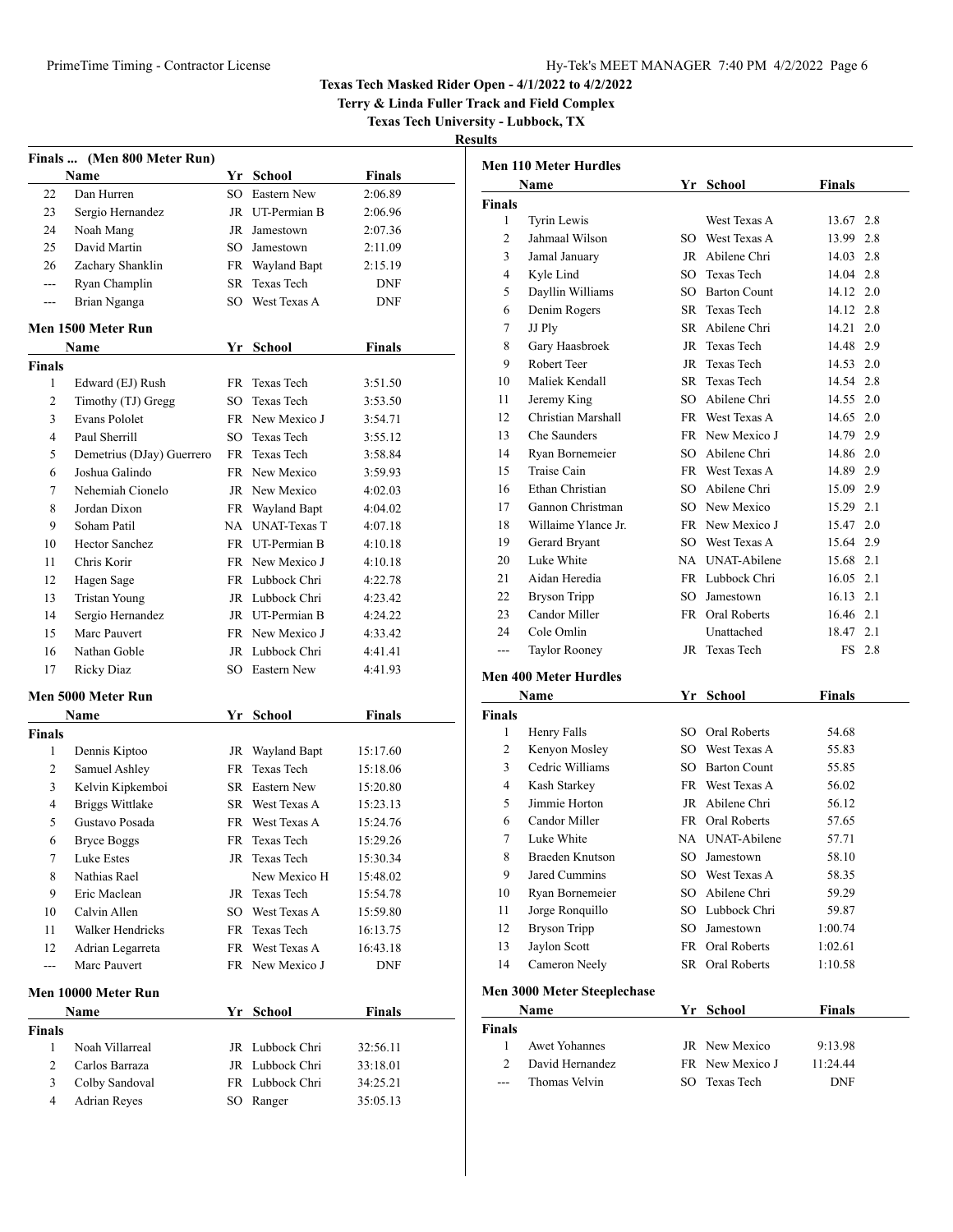# Texas Tech Masked Rider Open - 4/1/2022 to 4/2/2022

**Terry & Linda Fuller Track and Field Complex**

**Texas Tech University - Lubbock, TX**

**Results**

## Finals ... (Men 800 Meter Run)

| | Name | Yr | School | Finals |
|---|---|---|---|---|
| 22 | Dan Hurren | SO | Eastern New | 2:06.89 |
| 23 | Sergio Hernandez | JR | UT-Permian B | 2:06.96 |
| 24 | Noah Mang | JR | Jamestown | 2:07.36 |
| 25 | David Martin | SO | Jamestown | 2:11.09 |
| 26 | Zachary Shanklin | FR | Wayland Bapt | 2:15.19 |
| --- | Ryan Champlin | SR | Texas Tech | DNF |
| --- | Brian Nganga | SO | West Texas A | DNF |

## Men 1500 Meter Run

| | Name | Yr | School | Finals |
|---|---|---|---|---|
| **Finals** | | | | |
| 1 | Edward (EJ) Rush | FR | Texas Tech | 3:51.50 |
| 2 | Timothy (TJ) Gregg | SO | Texas Tech | 3:53.50 |
| 3 | Evans Pololet | FR | New Mexico J | 3:54.71 |
| 4 | Paul Sherrill | SO | Texas Tech | 3:55.12 |
| 5 | Demetrius (DJay) Guerrero | FR | Texas Tech | 3:58.84 |
| 6 | Joshua Galindo | FR | New Mexico | 3:59.93 |
| 7 | Nehemiah Cionelo | JR | New Mexico | 4:02.03 |
| 8 | Jordan Dixon | FR | Wayland Bapt | 4:04.02 |
| 9 | Soham Patil | NA | UNAT-Texas T | 4:07.18 |
| 10 | Hector Sanchez | FR | UT-Permian B | 4:10.18 |
| 11 | Chris Korir | FR | New Mexico J | 4:10.18 |
| 12 | Hagen Sage | FR | Lubbock Chri | 4:22.78 |
| 13 | Tristan Young | JR | Lubbock Chri | 4:23.42 |
| 14 | Sergio Hernandez | JR | UT-Permian B | 4:24.22 |
| 15 | Marc Pauvert | FR | New Mexico J | 4:33.42 |
| 16 | Nathan Goble | JR | Lubbock Chri | 4:41.41 |
| 17 | Ricky Diaz | SO | Eastern New | 4:41.93 |

## Men 5000 Meter Run

| | Name | Yr | School | Finals |
|---|---|---|---|---|
| **Finals** | | | | |
| 1 | Dennis Kiptoo | JR | Wayland Bapt | 15:17.60 |
| 2 | Samuel Ashley | FR | Texas Tech | 15:18.06 |
| 3 | Kelvin Kipkemboi | SR | Eastern New | 15:20.80 |
| 4 | Briggs Wittlake | SR | West Texas A | 15:23.13 |
| 5 | Gustavo Posada | FR | West Texas A | 15:24.76 |
| 6 | Bryce Boggs | FR | Texas Tech | 15:29.26 |
| 7 | Luke Estes | JR | Texas Tech | 15:30.34 |
| 8 | Nathias Rael | | New Mexico H | 15:48.02 |
| 9 | Eric Maclean | JR | Texas Tech | 15:54.78 |
| 10 | Calvin Allen | SO | West Texas A | 15:59.80 |
| 11 | Walker Hendricks | FR | Texas Tech | 16:13.75 |
| 12 | Adrian Legarreta | FR | West Texas A | 16:43.18 |
| --- | Marc Pauvert | FR | New Mexico J | DNF |

## Men 10000 Meter Run

| | Name | Yr | School | Finals |
|---|---|---|---|---|
| **Finals** | | | | |
| 1 | Noah Villarreal | JR | Lubbock Chri | 32:56.11 |
| 2 | Carlos Barraza | JR | Lubbock Chri | 33:18.01 |
| 3 | Colby Sandoval | FR | Lubbock Chri | 34:25.21 |
| 4 | Adrian Reyes | SO | Ranger | 35:05.13 |

## Men 110 Meter Hurdles

| | Name | Yr | School | Finals | Wind |
|---|---|---|---|---|---|
| **Finals** | | | | | |
| 1 | Tyrin Lewis | | West Texas A | 13.67 | 2.8 |
| 2 | Jahmaal Wilson | SO | West Texas A | 13.99 | 2.8 |
| 3 | Jamal January | JR | Abilene Chri | 14.03 | 2.8 |
| 4 | Kyle Lind | SO | Texas Tech | 14.04 | 2.8 |
| 5 | Dayllin Williams | SO | Barton Count | 14.12 | 2.0 |
| 6 | Denim Rogers | SR | Texas Tech | 14.12 | 2.8 |
| 7 | JJ Ply | SR | Abilene Chri | 14.21 | 2.0 |
| 8 | Gary Haasbroek | JR | Texas Tech | 14.48 | 2.9 |
| 9 | Robert Teer | JR | Texas Tech | 14.53 | 2.0 |
| 10 | Maliek Kendall | SR | Texas Tech | 14.54 | 2.8 |
| 11 | Jeremy King | SO | Abilene Chri | 14.55 | 2.0 |
| 12 | Christian Marshall | FR | West Texas A | 14.65 | 2.0 |
| 13 | Che Saunders | FR | New Mexico J | 14.79 | 2.9 |
| 14 | Ryan Bornemeier | SO | Abilene Chri | 14.86 | 2.0 |
| 15 | Traise Cain | FR | West Texas A | 14.89 | 2.9 |
| 16 | Ethan Christian | SO | Abilene Chri | 15.09 | 2.9 |
| 17 | Gannon Christman | SO | New Mexico | 15.29 | 2.1 |
| 18 | Willaime Ylance Jr. | FR | New Mexico J | 15.47 | 2.0 |
| 19 | Gerard Bryant | SO | West Texas A | 15.64 | 2.9 |
| 20 | Luke White | NA | UNAT-Abilene | 15.68 | 2.1 |
| 21 | Aidan Heredia | FR | Lubbock Chri | 16.05 | 2.1 |
| 22 | Bryson Tripp | SO | Jamestown | 16.13 | 2.1 |
| 23 | Candor Miller | FR | Oral Roberts | 16.46 | 2.1 |
| 24 | Cole Omlin | | Unattached | 18.47 | 2.1 |
| --- | Taylor Rooney | JR | Texas Tech | FS | 2.8 |

## Men 400 Meter Hurdles

| | Name | Yr | School | Finals |
|---|---|---|---|---|
| **Finals** | | | | |
| 1 | Henry Falls | SO | Oral Roberts | 54.68 |
| 2 | Kenyon Mosley | SO | West Texas A | 55.83 |
| 3 | Cedric Williams | SO | Barton Count | 55.85 |
| 4 | Kash Starkey | FR | West Texas A | 56.02 |
| 5 | Jimmie Horton | JR | Abilene Chri | 56.12 |
| 6 | Candor Miller | FR | Oral Roberts | 57.65 |
| 7 | Luke White | NA | UNAT-Abilene | 57.71 |
| 8 | Braeden Knutson | SO | Jamestown | 58.10 |
| 9 | Jared Cummins | SO | West Texas A | 58.35 |
| 10 | Ryan Bornemeier | SO | Abilene Chri | 59.29 |
| 11 | Jorge Ronquillo | SO | Lubbock Chri | 59.87 |
| 12 | Bryson Tripp | SO | Jamestown | 1:00.74 |
| 13 | Jaylon Scott | FR | Oral Roberts | 1:02.61 |
| 14 | Cameron Neely | SR | Oral Roberts | 1:10.58 |

## Men 3000 Meter Steeplechase

| | Name | Yr | School | Finals |
|---|---|---|---|---|
| **Finals** | | | | |
| 1 | Awet Yohannes | JR | New Mexico | 9:13.98 |
| 2 | David Hernandez | FR | New Mexico J | 11:24.44 |
| --- | Thomas Velvin | SO | Texas Tech | DNF |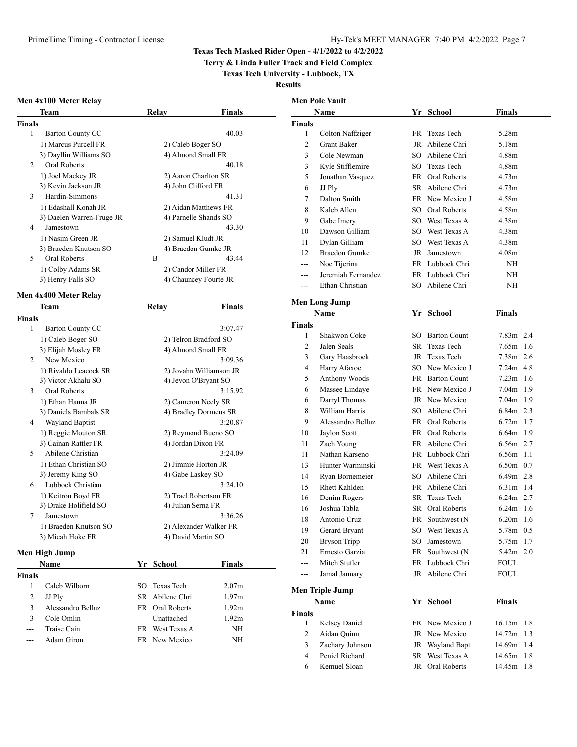**Texas Tech Masked Rider Open - 4/1/2022 to 4/2/2022**

**Terry & Linda Fuller Track and Field Complex**

**Texas Tech University - Lubbock, TX**

**Results**

### Men 4x100 Meter Relay

| | Team | Relay | Finals |
|---|---|---|---|
| **Finals** | | | |
| 1 | Barton County CC | | 40.03 |
| | 1) Marcus Purcell FR | 2) Caleb Boger SO | |
| | 3) Dayllin Williams SO | 4) Almond Small FR | |
| 2 | Oral Roberts | | 40.18 |
| | 1) Joel Mackey JR | 2) Aaron Charlton SR | |
| | 3) Kevin Jackson JR | 4) John Clifford FR | |
| 3 | Hardin-Simmons | | 41.31 |
| | 1) Edashall Konah JR | 2) Aidan Matthews FR | |
| | 3) Daelen Warren-Fruge JR | 4) Parnelle Shands SO | |
| 4 | Jamestown | | 43.30 |
| | 1) Nasim Green JR | 2) Samuel Kludt JR | |
| | 3) Braeden Knutson SO | 4) Braedon Gumke JR | |
| 5 | Oral Roberts | B | 43.44 |
| | 1) Colby Adams SR | 2) Candor Miller FR | |
| | 3) Henry Falls SO | 4) Chauncey Fourte JR | |

### Men 4x400 Meter Relay

| | Team | Relay | Finals |
|---|---|---|---|
| **Finals** | | | |
| 1 | Barton County CC | | 3:07.47 |
| | 1) Caleb Boger SO | 2) Telron Bradford SO | |
| | 3) Elijah Mosley FR | 4) Almond Small FR | |
| 2 | New Mexico | | 3:09.36 |
| | 1) Rivaldo Leacock SR | 2) Jovahn Williamson JR | |
| | 3) Victor Akhalu SO | 4) Jevon O'Bryant SO | |
| 3 | Oral Roberts | | 3:15.92 |
| | 1) Ethan Hanna JR | 2) Cameron Neely SR | |
| | 3) Daniels Bambals SR | 4) Bradley Dormeus SR | |
| 4 | Wayland Baptist | | 3:20.87 |
| | 1) Reggie Mouton SR | 2) Reymond Bueno SO | |
| | 3) Cainan Rattler FR | 4) Jordan Dixon FR | |
| 5 | Abilene Christian | | 3:24.09 |
| | 1) Ethan Christian SO | 2) Jimmie Horton JR | |
| | 3) Jeremy King SO | 4) Gabe Laskey SO | |
| 6 | Lubbock Christian | | 3:24.10 |
| | 1) Keitron Boyd FR | 2) Trael Robertson FR | |
| | 3) Drake Holifield SO | 4) Julian Serna FR | |
| 7 | Jamestown | | 3:36.26 |
| | 1) Braeden Knutson SO | 2) Alexander Walker FR | |
| | 3) Micah Hoke FR | 4) David Martin SO | |

### Men High Jump

| | Name | Yr | School | Finals |
|---|---|---|---|---|
| **Finals** | | | | |
| 1 | Caleb Wilborn | SO | Texas Tech | 2.07m |
| 2 | JJ Ply | SR | Abilene Chri | 1.97m |
| 3 | Alessandro Belluz | FR | Oral Roberts | 1.92m |
| 3 | Cole Omlin | | Unattached | 1.92m |
| --- | Traise Cain | FR | West Texas A | NH |
| --- | Adam Giron | FR | New Mexico | NH |

### Men Pole Vault

| | Name | Yr | School | Finals |
|---|---|---|---|---|
| **Finals** | | | | |
| 1 | Colton Naffziger | FR | Texas Tech | 5.28m |
| 2 | Grant Baker | JR | Abilene Chri | 5.18m |
| 3 | Cole Newman | SO | Abilene Chri | 4.88m |
| 3 | Kyle Stifflemire | SO | Texas Tech | 4.88m |
| 5 | Jonathan Vasquez | FR | Oral Roberts | 4.73m |
| 6 | JJ Ply | SR | Abilene Chri | 4.73m |
| 7 | Dalton Smith | FR | New Mexico J | 4.58m |
| 8 | Kaleb Allen | SO | Oral Roberts | 4.58m |
| 9 | Gabe Imery | SO | West Texas A | 4.38m |
| 10 | Dawson Gilliam | SO | West Texas A | 4.38m |
| 11 | Dylan Gilliam | SO | West Texas A | 4.38m |
| 12 | Braedon Gumke | JR | Jamestown | 4.08m |
| --- | Noe Tijerina | FR | Lubbock Chri | NH |
| --- | Jeremiah Fernandez | FR | Lubbock Chri | NH |
| --- | Ethan Christian | SO | Abilene Chri | NH |

### Men Long Jump

| | Name | Yr | School | Finals | Wind |
|---|---|---|---|---|---|
| **Finals** | | | | | |
| 1 | Shakwon Coke | SO | Barton Count | 7.83m | 2.4 |
| 2 | Jalen Seals | SR | Texas Tech | 7.65m | 1.6 |
| 3 | Gary Haasbroek | JR | Texas Tech | 7.38m | 2.6 |
| 4 | Harry Afaxoe | SO | New Mexico J | 7.24m | 4.8 |
| 5 | Anthony Woods | FR | Barton Count | 7.23m | 1.6 |
| 6 | Massee Lindaye | FR | New Mexico J | 7.04m | 1.9 |
| 6 | Darryl Thomas | JR | New Mexico | 7.04m | 1.9 |
| 8 | William Harris | SO | Abilene Chri | 6.84m | 2.3 |
| 9 | Alessandro Belluz | FR | Oral Roberts | 6.72m | 1.7 |
| 10 | Jaylon Scott | FR | Oral Roberts | 6.64m | 1.9 |
| 11 | Zach Young | FR | Abilene Chri | 6.56m | 2.7 |
| 11 | Nathan Karseno | FR | Lubbock Chri | 6.56m | 1.1 |
| 13 | Hunter Warminski | FR | West Texas A | 6.50m | 0.7 |
| 14 | Ryan Bornemeier | SO | Abilene Chri | 6.49m | 2.8 |
| 15 | Rhett Kahlden | FR | Abilene Chri | 6.31m | 1.4 |
| 16 | Denim Rogers | SR | Texas Tech | 6.24m | 2.7 |
| 16 | Joshua Tabla | SR | Oral Roberts | 6.24m | 1.6 |
| 18 | Antonio Cruz | FR | Southwest (N | 6.20m | 1.6 |
| 19 | Gerard Bryant | SO | West Texas A | 5.78m | 0.5 |
| 20 | Bryson Tripp | SO | Jamestown | 5.75m | 1.7 |
| 21 | Ernesto Garzia | FR | Southwest (N | 5.42m | 2.0 |
| --- | Mitch Stutler | FR | Lubbock Chri | FOUL | |
| --- | Jamal January | JR | Abilene Chri | FOUL | |

### Men Triple Jump

| | Name | Yr | School | Finals | Wind |
|---|---|---|---|---|---|
| **Finals** | | | | | |
| 1 | Kelsey Daniel | FR | New Mexico J | 16.15m | 1.8 |
| 2 | Aidan Quinn | JR | New Mexico | 14.72m | 1.3 |
| 3 | Zachary Johnson | JR | Wayland Bapt | 14.69m | 1.4 |
| 4 | Peniel Richard | SR | West Texas A | 14.65m | 1.8 |
| 6 | Kemuel Sloan | JR | Oral Roberts | 14.45m | 1.8 |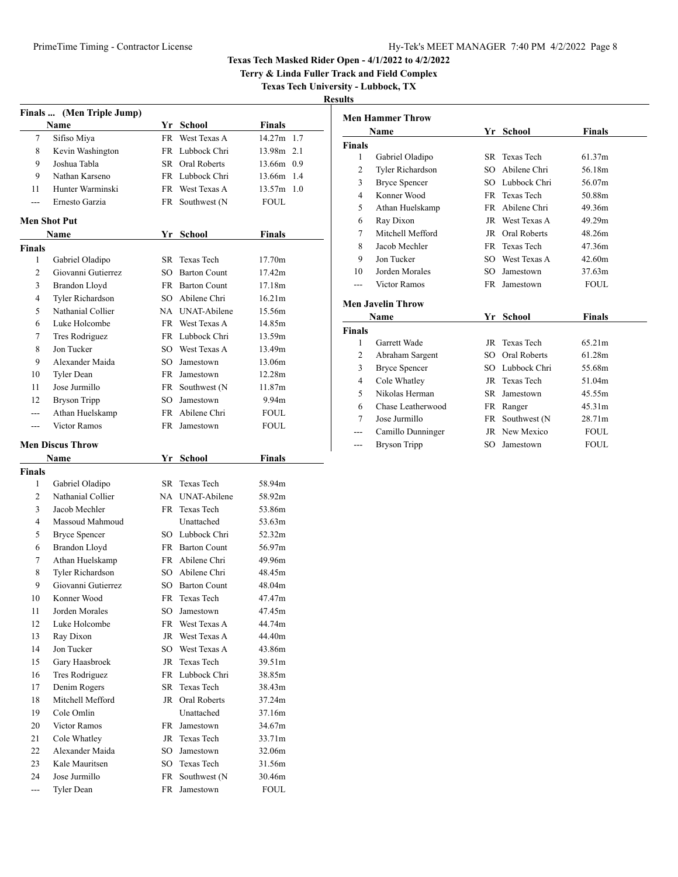**Texas Tech Masked Rider Open - 4/1/2022 to 4/2/2022**

**Terry & Linda Fuller Track and Field Complex**

**Texas Tech University - Lubbock, TX**

**Results**

### Finals ... (Men Triple Jump)

| | Name | Yr | School | Finals | |
|---|---|---|---|---|---|
| 7 | Sifiso Miya | FR | West Texas A | 14.27m | 1.7 |
| 8 | Kevin Washington | FR | Lubbock Chri | 13.98m | 2.1 |
| 9 | Joshua Tabla | SR | Oral Roberts | 13.66m | 0.9 |
| 9 | Nathan Karseno | FR | Lubbock Chri | 13.66m | 1.4 |
| 11 | Hunter Warminski | FR | West Texas A | 13.57m | 1.0 |
| --- | Ernesto Garzia | FR | Southwest (N | FOUL | |

### Men Shot Put

| | Name | Yr | School | Finals |
|---|---|---|---|---|
| **Finals** | | | | |
| 1 | Gabriel Oladipo | SR | Texas Tech | 17.70m |
| 2 | Giovanni Gutierrez | SO | Barton Count | 17.42m |
| 3 | Brandon Lloyd | FR | Barton Count | 17.18m |
| 4 | Tyler Richardson | SO | Abilene Chri | 16.21m |
| 5 | Nathanial Collier | NA | UNAT-Abilene | 15.56m |
| 6 | Luke Holcombe | FR | West Texas A | 14.85m |
| 7 | Tres Rodriguez | FR | Lubbock Chri | 13.59m |
| 8 | Jon Tucker | SO | West Texas A | 13.49m |
| 9 | Alexander Maida | SO | Jamestown | 13.06m |
| 10 | Tyler Dean | FR | Jamestown | 12.28m |
| 11 | Jose Jurmillo | FR | Southwest (N | 11.87m |
| 12 | Bryson Tripp | SO | Jamestown | 9.94m |
| --- | Athan Huelskamp | FR | Abilene Chri | FOUL |
| --- | Victor Ramos | FR | Jamestown | FOUL |

### Men Discus Throw

| | Name | Yr | School | Finals |
|---|---|---|---|---|
| **Finals** | | | | |
| 1 | Gabriel Oladipo | SR | Texas Tech | 58.94m |
| 2 | Nathanial Collier | NA | UNAT-Abilene | 58.92m |
| 3 | Jacob Mechler | FR | Texas Tech | 53.86m |
| 4 | Massoud Mahmoud | | Unattached | 53.63m |
| 5 | Bryce Spencer | SO | Lubbock Chri | 52.32m |
| 6 | Brandon Lloyd | FR | Barton Count | 56.97m |
| 7 | Athan Huelskamp | FR | Abilene Chri | 49.96m |
| 8 | Tyler Richardson | SO | Abilene Chri | 48.45m |
| 9 | Giovanni Gutierrez | SO | Barton Count | 48.04m |
| 10 | Konner Wood | FR | Texas Tech | 47.47m |
| 11 | Jorden Morales | SO | Jamestown | 47.45m |
| 12 | Luke Holcombe | FR | West Texas A | 44.74m |
| 13 | Ray Dixon | JR | West Texas A | 44.40m |
| 14 | Jon Tucker | SO | West Texas A | 43.86m |
| 15 | Gary Haasbroek | JR | Texas Tech | 39.51m |
| 16 | Tres Rodriguez | FR | Lubbock Chri | 38.85m |
| 17 | Denim Rogers | SR | Texas Tech | 38.43m |
| 18 | Mitchell Mefford | JR | Oral Roberts | 37.24m |
| 19 | Cole Omlin | | Unattached | 37.16m |
| 20 | Victor Ramos | FR | Jamestown | 34.67m |
| 21 | Cole Whatley | JR | Texas Tech | 33.71m |
| 22 | Alexander Maida | SO | Jamestown | 32.06m |
| 23 | Kale Mauritsen | SO | Texas Tech | 31.56m |
| 24 | Jose Jurmillo | FR | Southwest (N | 30.46m |
| --- | Tyler Dean | FR | Jamestown | FOUL |

### Men Hammer Throw

| | Name | Yr | School | Finals |
|---|---|---|---|---|
| **Finals** | | | | |
| 1 | Gabriel Oladipo | SR | Texas Tech | 61.37m |
| 2 | Tyler Richardson | SO | Abilene Chri | 56.18m |
| 3 | Bryce Spencer | SO | Lubbock Chri | 56.07m |
| 4 | Konner Wood | FR | Texas Tech | 50.88m |
| 5 | Athan Huelskamp | FR | Abilene Chri | 49.36m |
| 6 | Ray Dixon | JR | West Texas A | 49.29m |
| 7 | Mitchell Mefford | JR | Oral Roberts | 48.26m |
| 8 | Jacob Mechler | FR | Texas Tech | 47.36m |
| 9 | Jon Tucker | SO | West Texas A | 42.60m |
| 10 | Jorden Morales | SO | Jamestown | 37.63m |
| --- | Victor Ramos | FR | Jamestown | FOUL |

### Men Javelin Throw

| | Name | Yr | School | Finals |
|---|---|---|---|---|
| **Finals** | | | | |
| 1 | Garrett Wade | JR | Texas Tech | 65.21m |
| 2 | Abraham Sargent | SO | Oral Roberts | 61.28m |
| 3 | Bryce Spencer | SO | Lubbock Chri | 55.68m |
| 4 | Cole Whatley | JR | Texas Tech | 51.04m |
| 5 | Nikolas Herman | SR | Jamestown | 45.55m |
| 6 | Chase Leatherwood | FR | Ranger | 45.31m |
| 7 | Jose Jurmillo | FR | Southwest (N | 28.71m |
| --- | Camillo Dunninger | JR | New Mexico | FOUL |
| --- | Bryson Tripp | SO | Jamestown | FOUL |